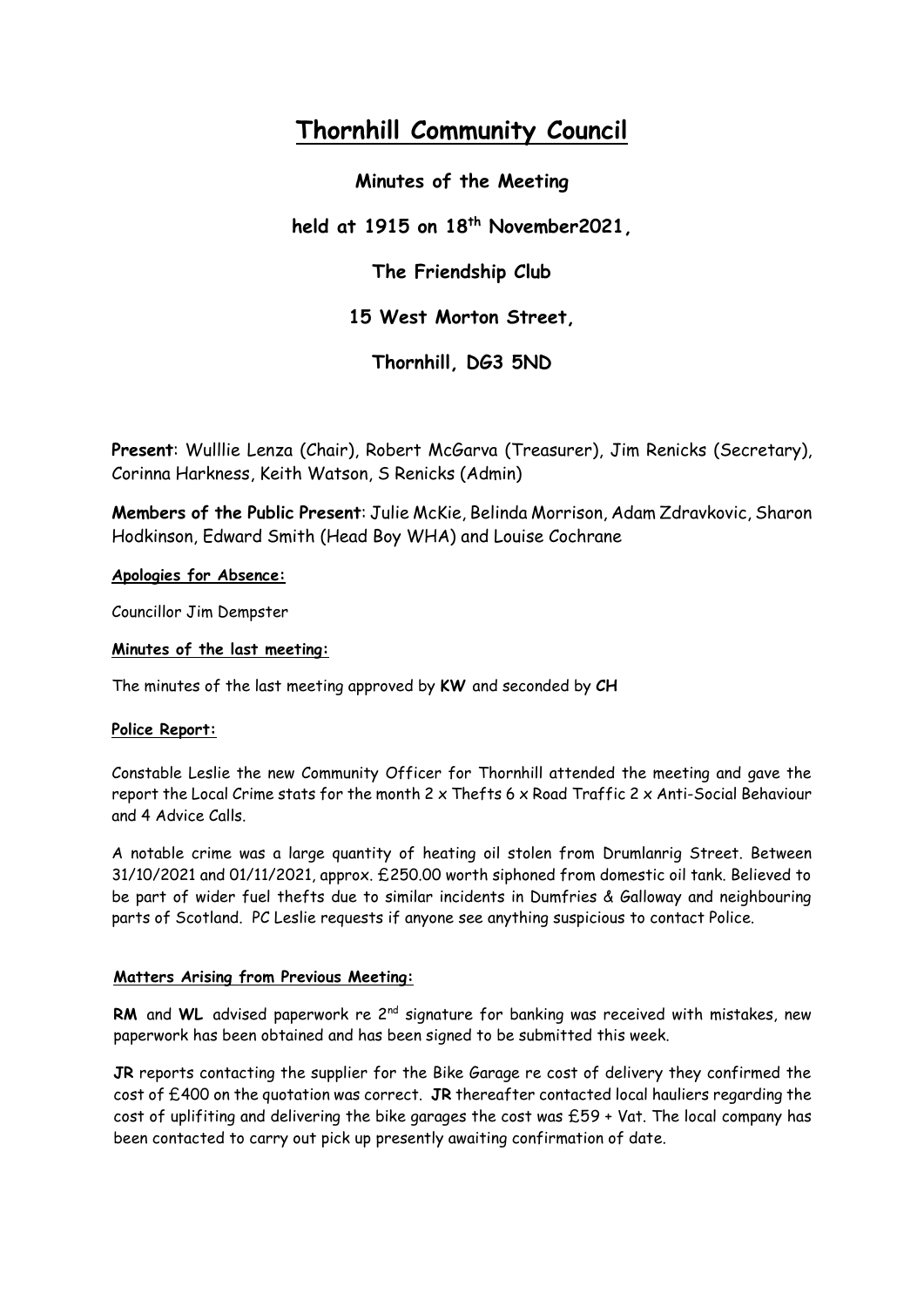# Thornhill Community Council

**Minutes of the Meeting**

**held at 1915 on 18th November2021,**

**The Friendship Club**

**15 West Morton Street,**

**Thornhill, DG3 5ND**

**Present**: Wulllie Lenza (Chair), Robert McGarva (Treasurer), Jim Renicks (Secretary), Corinna Harkness, Keith Watson, S Renicks (Admin)

**Members of the Public Present**: Julie McKie, Belinda Morrison, Adam Zdravkovic, Sharon Hodkinson, Edward Smith (Head Boy WHA) and Louise Cochrane

**Apologies for Absence:**

Councillor Jim Dempster

**Minutes of the last meeting:**

The minutes of the last meeting approved by **KW** and seconded by **CH**

**Police Report:**

Constable Leslie the new Community Officer for Thornhill attended the meeting and gave the report the Local Crime stats for the month 2 x Thefts 6 x Road Traffic 2 x Anti-Social Behaviour and 4 Advice Calls.

A notable crime was a large quantity of heating oil stolen from Drumlanrig Street. Between 31/10/2021 and 01/11/2021, approx. £250.00 worth siphoned from domestic oil tank. Believed to be part of wider fuel thefts due to similar incidents in Dumfries & Galloway and neighbouring parts of Scotland. PC Leslie requests if anyone see anything suspicious to contact Police.

**Matters Arising from Previous Meeting:**

**RM** and **WL** advised paperwork re 2nd signature for banking was received with mistakes, new paperwork has been obtained and has been signed to be submitted this week.

**JR** reports contacting the supplier for the Bike Garage re cost of delivery they confirmed the cost of £400 on the quotation was correct. **JR** thereafter contacted local hauliers regarding the cost of uplifiting and delivering the bike garages the cost was £59 + Vat. The local company has been contacted to carry out pick up presently awaiting confirmation of date.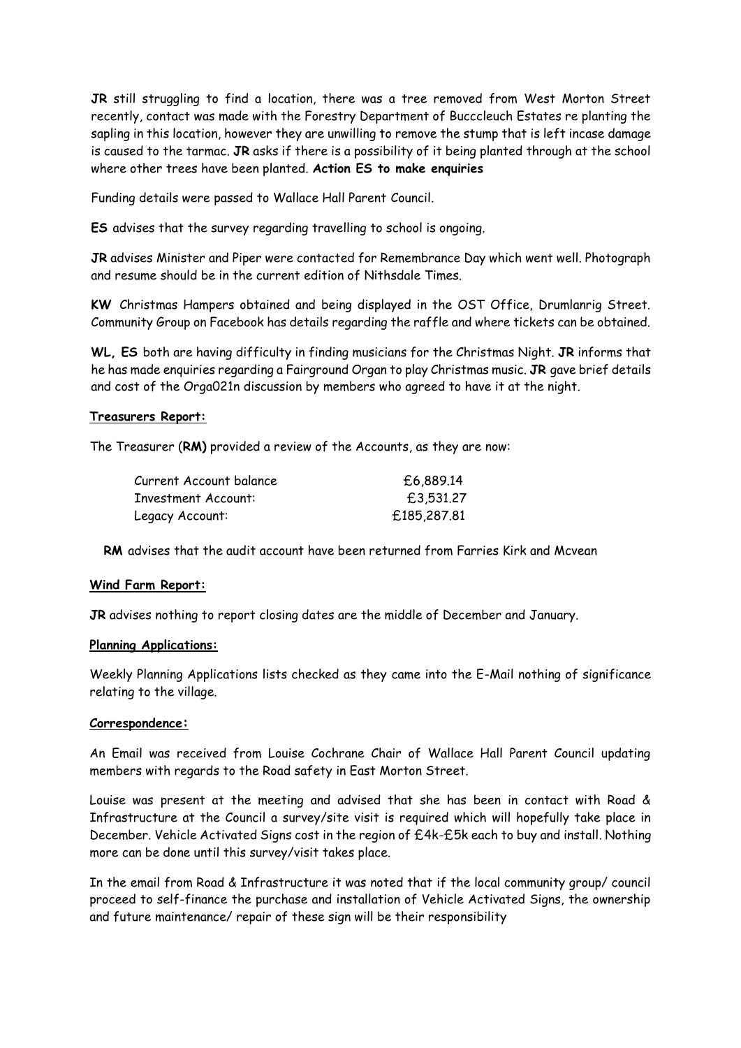**JR** still struggling to find a location, there was a tree removed from West Morton Street recently, contact was made with the Forestry Department of Bucccleuch Estates re planting the sapling in this location, however they are unwilling to remove the stump that is left incase damage is caused to the tarmac. **JR** asks if there is a possibility of it being planted through at the school where other trees have been planted. **Action ES to make enquiries**

Funding details were passed to Wallace Hall Parent Council.

**ES** advises that the survey regarding travelling to school is ongoing.

**JR** advises Minister and Piper were contacted for Remembrance Day which went well. Photograph and resume should be in the current edition of Nithsdale Times.

**KW** Christmas Hampers obtained and being displayed in the OST Office, Drumlanrig Street. Community Group on Facebook has details regarding the raffle and where tickets can be obtained.

**WL, ES** both are having difficulty in finding musicians for the Christmas Night. **JR** informs that he has made enquiries regarding a Fairground Organ to play Christmas music. **JR** gave brief details and cost of the Orga021n discussion by members who agreed to have it at the night.

## Treasurers Report:

The Treasurer (**RM**) provided a review of the Accounts, as they are now:

| | |
|---|---|
| Current Account balance | £6,889.14 |
| Investment Account: | £3,531.27 |
| Legacy Account: | £185,287.81 |

**RM** advises that the audit account have been returned from Farries Kirk and Mcvean

## Wind Farm Report:

**JR** advises nothing to report closing dates are the middle of December and January.

## Planning Applications:

Weekly Planning Applications lists checked as they came into the E-Mail nothing of significance relating to the village.

## Correspondence:

An Email was received from Louise Cochrane Chair of Wallace Hall Parent Council updating members with regards to the Road safety in East Morton Street.

Louise was present at the meeting and advised that she has been in contact with Road & Infrastructure at the Council a survey/site visit is required which will hopefully take place in December. Vehicle Activated Signs cost in the region of £4k-£5k each to buy and install. Nothing more can be done until this survey/visit takes place.

In the email from Road & Infrastructure it was noted that if the local community group/ council proceed to self-finance the purchase and installation of Vehicle Activated Signs, the ownership and future maintenance/ repair of these sign will be their responsibility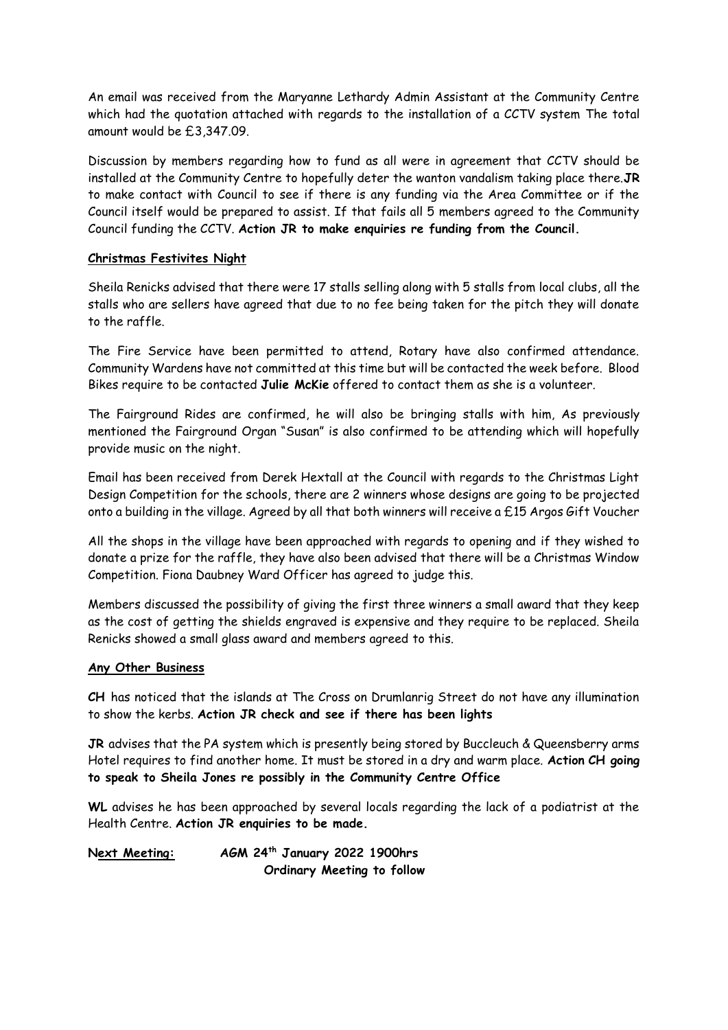An email was received from the Maryanne Lethardy Admin Assistant at the Community Centre which had the quotation attached with regards to the installation of a CCTV system The total amount would be £3,347.09.

Discussion by members regarding how to fund as all were in agreement that CCTV should be installed at the Community Centre to hopefully deter the wanton vandalism taking place there.**JR** to make contact with Council to see if there is any funding via the Area Committee or if the Council itself would be prepared to assist. If that fails all 5 members agreed to the Community Council funding the CCTV. **Action JR to make enquiries re funding from the Council.**

**Christmas Festivites Night**

Sheila Renicks advised that there were 17 stalls selling along with 5 stalls from local clubs, all the stalls who are sellers have agreed that due to no fee being taken for the pitch they will donate to the raffle.

The Fire Service have been permitted to attend, Rotary have also confirmed attendance. Community Wardens have not committed at this time but will be contacted the week before. Blood Bikes require to be contacted **Julie McKie** offered to contact them as she is a volunteer.

The Fairground Rides are confirmed, he will also be bringing stalls with him, As previously mentioned the Fairground Organ "Susan" is also confirmed to be attending which will hopefully provide music on the night.

Email has been received from Derek Hextall at the Council with regards to the Christmas Light Design Competition for the schools, there are 2 winners whose designs are going to be projected onto a building in the village. Agreed by all that both winners will receive a £15 Argos Gift Voucher

All the shops in the village have been approached with regards to opening and if they wished to donate a prize for the raffle, they have also been advised that there will be a Christmas Window Competition. Fiona Daubney Ward Officer has agreed to judge this.

Members discussed the possibility of giving the first three winners a small award that they keep as the cost of getting the shields engraved is expensive and they require to be replaced. Sheila Renicks showed a small glass award and members agreed to this.

**Any Other Business**

**CH** has noticed that the islands at The Cross on Drumlanrig Street do not have any illumination to show the kerbs. **Action JR check and see if there has been lights**

**JR** advises that the PA system which is presently being stored by Buccleuch & Queensberry arms Hotel requires to find another home. It must be stored in a dry and warm place. **Action CH going to speak to Sheila Jones re possibly in the Community Centre Office**

**WL** advises he has been approached by several locals regarding the lack of a podiatrist at the Health Centre. **Action JR enquiries to be made.**

**Next Meeting:** **AGM 24th January 2022 1900hrs**
**Ordinary Meeting to follow**